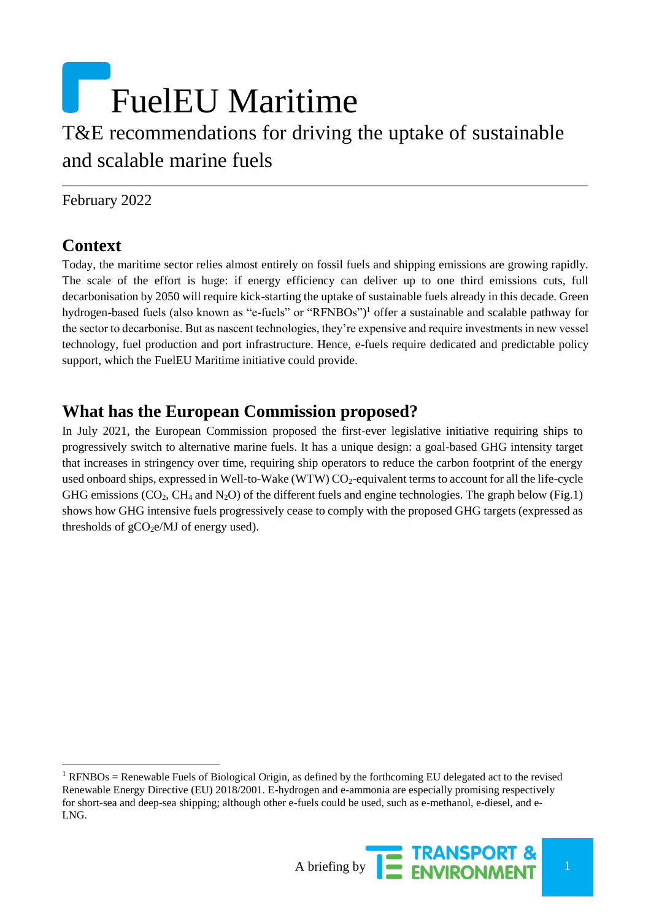# FuelEU Maritime

T&E recommendations for driving the uptake of sustainable and scalable marine fuels

February 2022

## Context

Today, the maritime sector relies almost entirely on fossil fuels and shipping emissions are growing rapidly. The scale of the effort is huge: if energy efficiency can deliver up to one third emissions cuts, full decarbonisation by 2050 will require kick-starting the uptake of sustainable fuels already in this decade. Green hydrogen-based fuels (also known as "e-fuels" or "RFNBOs")[1] offer a sustainable and scalable pathway for the sector to decarbonise. But as nascent technologies, they're expensive and require investments in new vessel technology, fuel production and port infrastructure. Hence, e-fuels require dedicated and predictable policy support, which the FuelEU Maritime initiative could provide.

## What has the European Commission proposed?

In July 2021, the European Commission proposed the first-ever legislative initiative requiring ships to progressively switch to alternative marine fuels. It has a unique design: a goal-based GHG intensity target that increases in stringency over time, requiring ship operators to reduce the carbon footprint of the energy used onboard ships, expressed in Well-to-Wake (WTW) $CO_2$-equivalent terms to account for all the life-cycle GHG emissions ($CO_2$, $CH_4$ and $N_2O$) of the different fuels and engine technologies. The graph below (Fig.1) shows how GHG intensive fuels progressively cease to comply with the proposed GHG targets (expressed as thresholds of $gCO_2e/MJ$ of energy used).

[1] RFNBOs = Renewable Fuels of Biological Origin, as defined by the forthcoming EU delegated act to the revised Renewable Energy Directive (EU) 2018/2001. E-hydrogen and e-ammonia are especially promising respectively for short-sea and deep-sea shipping; although other e-fuels could be used, such as e-methanol, e-diesel, and e-LNG.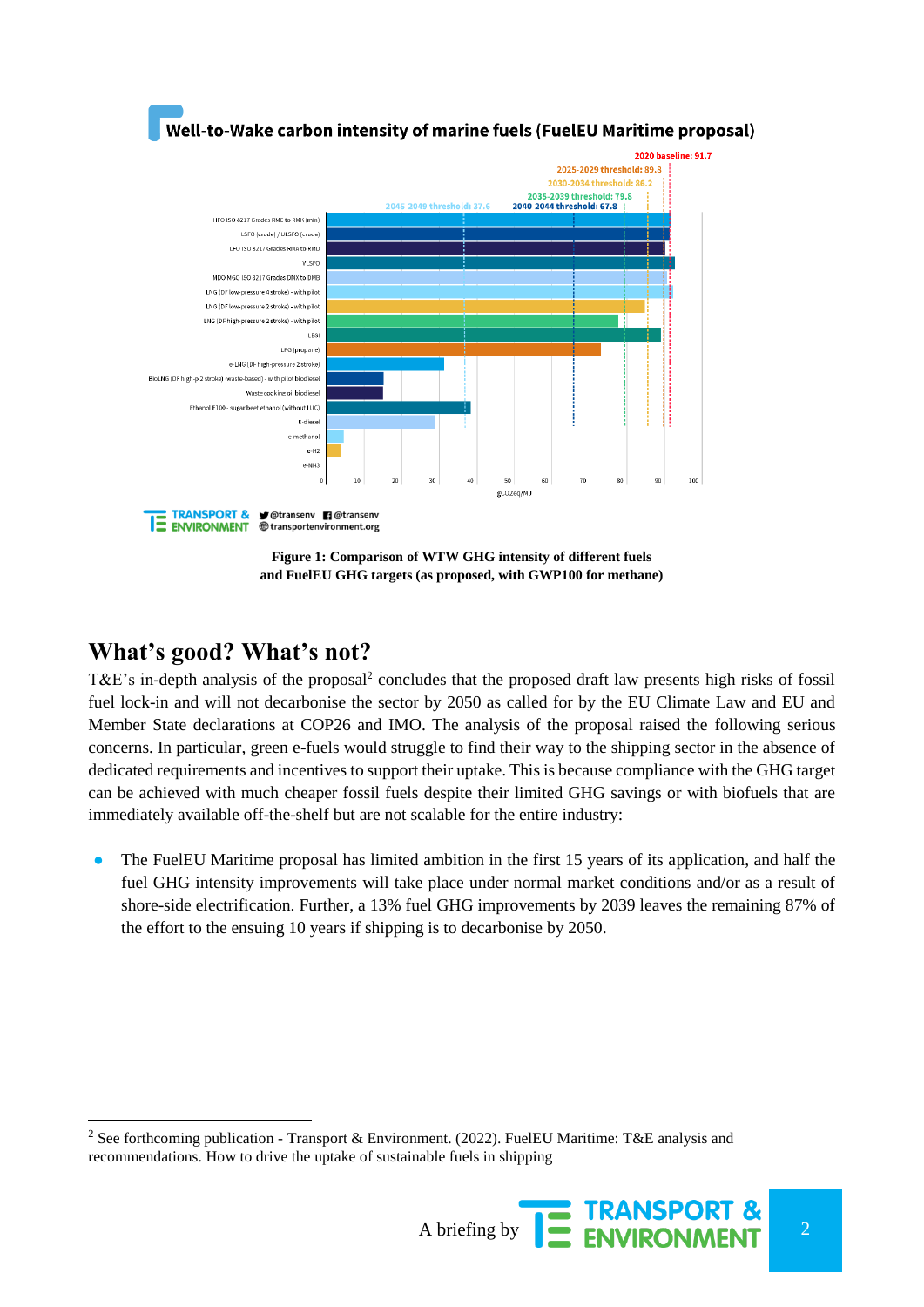**Well-to-Wake carbon intensity of marine fuels (FuelEU Maritime proposal)**

Figure 1: Comparison of WTW GHG intensity of different fuels and FuelEU GHG targets (as proposed, with GWP100 for methane)

## What's good? What's not?

T&E's in-depth analysis of the proposal[2] concludes that the proposed draft law presents high risks of fossil fuel lock-in and will not decarbonise the sector by 2050 as called for by the EU Climate Law and EU and Member State declarations at COP26 and IMO. The analysis of the proposal raised the following serious concerns. In particular, green e-fuels would struggle to find their way to the shipping sector in the absence of dedicated requirements and incentives to support their uptake. This is because compliance with the GHG target can be achieved with much cheaper fossil fuels despite their limited GHG savings or with biofuels that are immediately available off-the-shelf but are not scalable for the entire industry:

- The FuelEU Maritime proposal has limited ambition in the first 15 years of its application, and half the fuel GHG intensity improvements will take place under normal market conditions and/or as a result of shore-side electrification. Further, a 13% fuel GHG improvements by 2039 leaves the remaining 87% of the effort to the ensuing 10 years if shipping is to decarbonise by 2050.

[2] See forthcoming publication - Transport & Environment. (2022). FuelEU Maritime: T&E analysis and recommendations. How to drive the uptake of sustainable fuels in shipping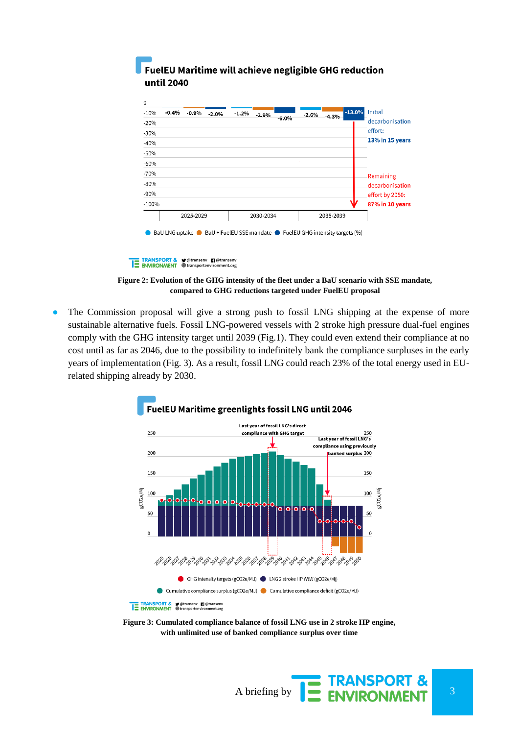**FuelEU Maritime will achieve negligible GHG reduction until 2040**

**Figure 2: Evolution of the GHG intensity of the fleet under a BaU scenario with SSE mandate, compared to GHG reductions targeted under FuelEU proposal**

- The Commission proposal will give a strong push to fossil LNG shipping at the expense of more sustainable alternative fuels. Fossil LNG-powered vessels with 2 stroke high pressure dual-fuel engines comply with the GHG intensity target until 2039 (Fig.1). They could even extend their compliance at no cost until as far as 2046, due to the possibility to indefinitely bank the compliance surpluses in the early years of implementation (Fig. 3). As a result, fossil LNG could reach 23% of the total energy used in EU-related shipping already by 2030.

**FuelEU Maritime greenlights fossil LNG until 2046**

**Figure 3: Cumulated compliance balance of fossil LNG use in 2 stroke HP engine, with unlimited use of banked compliance surplus over time**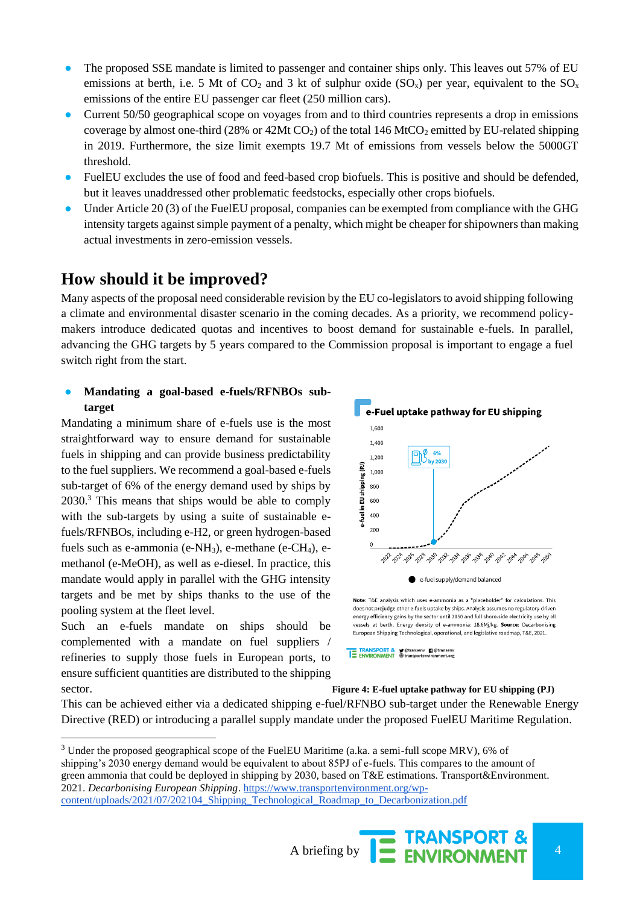- The proposed SSE mandate is limited to passenger and container ships only. This leaves out 57% of EU emissions at berth, i.e. 5 Mt of $CO_2$ and 3 kt of sulphur oxide ($SO_x$) per year, equivalent to the $SO_x$ emissions of the entire EU passenger car fleet (250 million cars).
- Current 50/50 geographical scope on voyages from and to third countries represents a drop in emissions coverage by almost one-third (28% or 42Mt $CO_2$) of the total 146 Mt$CO_2$ emitted by EU-related shipping in 2019. Furthermore, the size limit exempts 19.7 Mt of emissions from vessels below the 5000GT threshold.
- FuelEU excludes the use of food and feed-based crop biofuels. This is positive and should be defended, but it leaves unaddressed other problematic feedstocks, especially other crops biofuels.
- Under Article 20 (3) of the FuelEU proposal, companies can be exempted from compliance with the GHG intensity targets against simple payment of a penalty, which might be cheaper for shipowners than making actual investments in zero-emission vessels.

## How should it be improved?

Many aspects of the proposal need considerable revision by the EU co-legislators to avoid shipping following a climate and environmental disaster scenario in the coming decades. As a priority, we recommend policy-makers introduce dedicated quotas and incentives to boost demand for sustainable e-fuels. In parallel, advancing the GHG targets by 5 years compared to the Commission proposal is important to engage a fuel switch right from the start.

- **Mandating a goal-based e-fuels/RFNBOs sub-target**

Mandating a minimum share of e-fuels use is the most straightforward way to ensure demand for sustainable fuels in shipping and can provide business predictability to the fuel suppliers. We recommend a goal-based e-fuels sub-target of 6% of the energy demand used by ships by 2030.[3] This means that ships would be able to comply with the sub-targets by using a suite of sustainable e-fuels/RFNBOs, including e-H2, or green hydrogen-based fuels such as e-ammonia (e-$NH_3$), e-methane (e-$CH_4$), e-methanol (e-MeOH), as well as e-diesel. In practice, this mandate would apply in parallel with the GHG intensity targets and be met by ships thanks to the use of the pooling system at the fleet level.

Such an e-fuels mandate on ships should be complemented with a mandate on fuel suppliers / refineries to supply those fuels in European ports, to ensure sufficient quantities are distributed to the shipping sector.

**e-Fuel uptake pathway for EU shipping**

Note: T&E analysis which uses e-ammonia as a "placeholder" for calculations. This does not prejudge other e-fuels uptake by ships. Analysis assumes no regulatory-driven energy efficiency gains by the sector until 2050 and full shore-side electricity use by all vessels at berth. Energy density of e-ammonia: 18.6MJ/kg. Source: Decarbonising European Shipping Technological, operational, and legislative roadmap, T&E, 2021.

**Figure 4: E-fuel uptake pathway for EU shipping (PJ)**

This can be achieved either via a dedicated shipping e-fuel/RFNBO sub-target under the Renewable Energy Directive (RED) or introducing a parallel supply mandate under the proposed FuelEU Maritime Regulation.

[3] Under the proposed geographical scope of the FuelEU Maritime (a.ka. a semi-full scope MRV), 6% of shipping's 2030 energy demand would be equivalent to about 85PJ of e-fuels. This compares to the amount of green ammonia that could be deployed in shipping by 2030, based on T&E estimations. Transport&Environment. 2021. *Decarbonising European Shipping*. https://www.transportenvironment.org/wp-content/uploads/2021/07/202104_Shipping_Technological_Roadmap_to_Decarbonization.pdf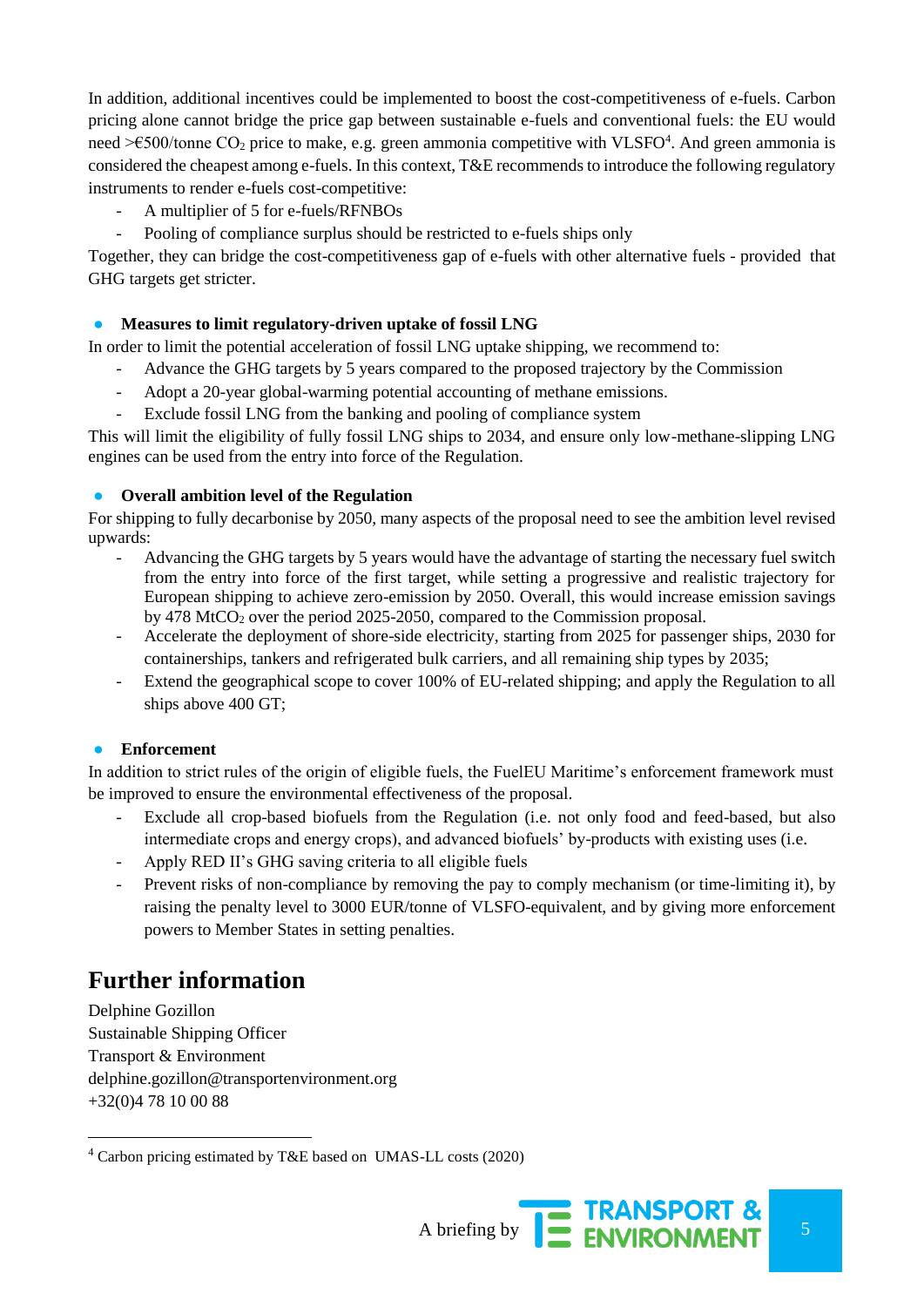In addition, additional incentives could be implemented to boost the cost-competitiveness of e-fuels. Carbon pricing alone cannot bridge the price gap between sustainable e-fuels and conventional fuels: the EU would need >€500/tonne $CO_2$ price to make, e.g. green ammonia competitive with VLSFO[4]. And green ammonia is considered the cheapest among e-fuels. In this context, T&E recommends to introduce the following regulatory instruments to render e-fuels cost-competitive:

- A multiplier of 5 for e-fuels/RFNBOs
- Pooling of compliance surplus should be restricted to e-fuels ships only

Together, they can bridge the cost-competitiveness gap of e-fuels with other alternative fuels - provided that GHG targets get stricter.

- **Measures to limit regulatory-driven uptake of fossil LNG**

In order to limit the potential acceleration of fossil LNG uptake shipping, we recommend to:

- Advance the GHG targets by 5 years compared to the proposed trajectory by the Commission
- Adopt a 20-year global-warming potential accounting of methane emissions.
- Exclude fossil LNG from the banking and pooling of compliance system

This will limit the eligibility of fully fossil LNG ships to 2034, and ensure only low-methane-slipping LNG engines can be used from the entry into force of the Regulation.

- **Overall ambition level of the Regulation**

For shipping to fully decarbonise by 2050, many aspects of the proposal need to see the ambition level revised upwards:

- Advancing the GHG targets by 5 years would have the advantage of starting the necessary fuel switch from the entry into force of the first target, while setting a progressive and realistic trajectory for European shipping to achieve zero-emission by 2050. Overall, this would increase emission savings by 478 $MtCO_2$ over the period 2025-2050, compared to the Commission proposal.
- Accelerate the deployment of shore-side electricity, starting from 2025 for passenger ships, 2030 for containerships, tankers and refrigerated bulk carriers, and all remaining ship types by 2035;
- Extend the geographical scope to cover 100% of EU-related shipping; and apply the Regulation to all ships above 400 GT;

- **Enforcement**

In addition to strict rules of the origin of eligible fuels, the FuelEU Maritime's enforcement framework must be improved to ensure the environmental effectiveness of the proposal.

- Exclude all crop-based biofuels from the Regulation (i.e. not only food and feed-based, but also intermediate crops and energy crops), and advanced biofuels' by-products with existing uses (i.e.
- Apply RED II's GHG saving criteria to all eligible fuels
- Prevent risks of non-compliance by removing the pay to comply mechanism (or time-limiting it), by raising the penalty level to 3000 EUR/tonne of VLSFO-equivalent, and by giving more enforcement powers to Member States in setting penalties.

## Further information

Delphine Gozillon
Sustainable Shipping Officer
Transport & Environment
delphine.gozillon@transportenvironment.org
+32(0)4 78 10 00 88

[4] Carbon pricing estimated by T&E based on UMAS-LL costs (2020)